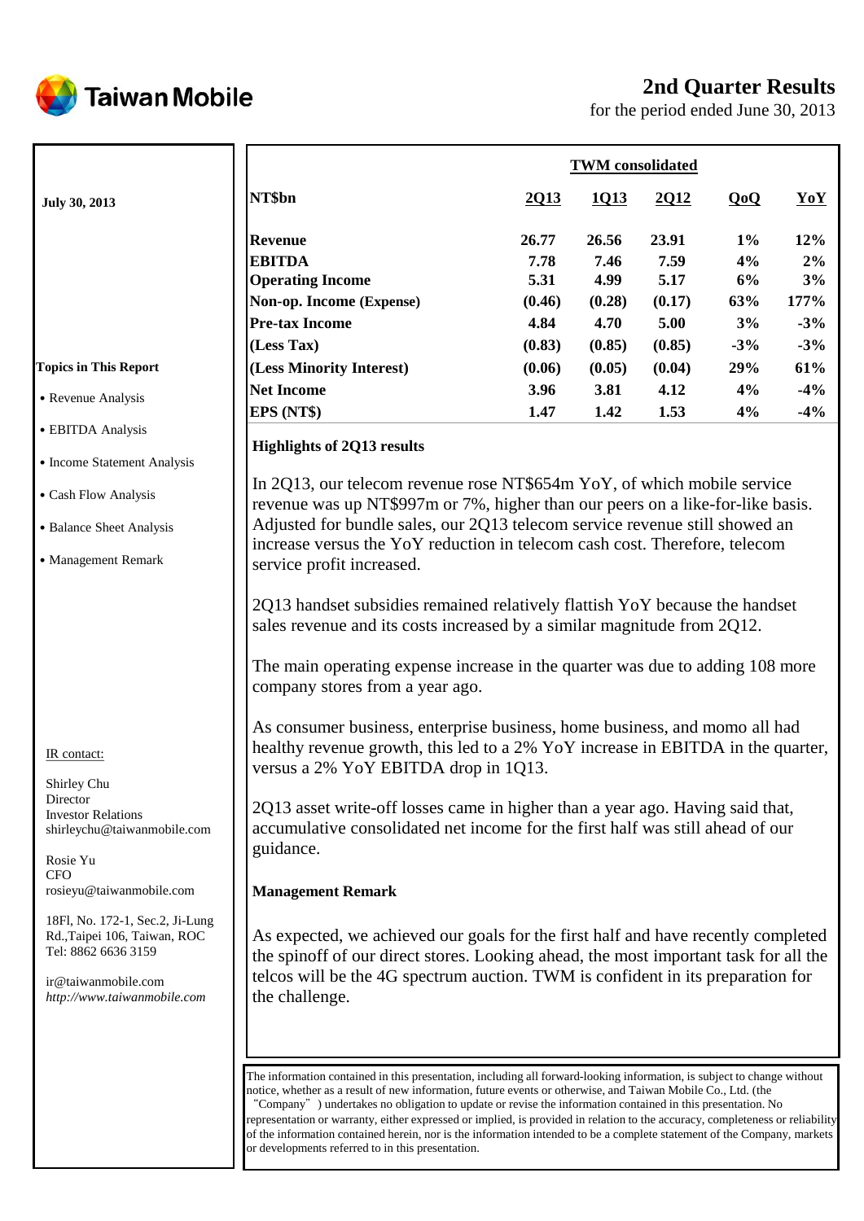# Taiwan Mobile

## 2nd Quarter Results

for the period ended June 30, 2013

**July 30, 2013**

**Topics in This Report**

- Revenue Analysis
- EBITDA Analysis
- Income Statement Analysis
- Cash Flow Analysis
- Balance Sheet Analysis
- Management Remark

IR contact:

Shirley Chu
Director
Investor Relations
shirleychu@taiwanmobile.com

Rosie Yu
CFO
rosieyu@taiwanmobile.com

18Fl, No. 172-1, Sec.2, Ji-Lung Rd.,Taipei 106, Taiwan, ROC
Tel: 8862 6636 3159

ir@taiwanmobile.com
*http://www.taiwanmobile.com*

| | TWM consolidated | | | | |
|---|---|---|---|---|---|
| **NT$bn** | **2Q13** | **1Q13** | **2Q12** | **QoQ** | **YoY** |
| **Revenue** | **26.77** | **26.56** | **23.91** | **1%** | **12%** |
| **EBITDA** | **7.78** | **7.46** | **7.59** | **4%** | **2%** |
| **Operating Income** | **5.31** | **4.99** | **5.17** | **6%** | **3%** |
| **Non-op. Income (Expense)** | **(0.46)** | **(0.28)** | **(0.17)** | **63%** | **177%** |
| **Pre-tax Income** | **4.84** | **4.70** | **5.00** | **3%** | **-3%** |
| **(Less Tax)** | **(0.83)** | **(0.85)** | **(0.85)** | **-3%** | **-3%** |
| **(Less Minority Interest)** | **(0.06)** | **(0.05)** | **(0.04)** | **29%** | **61%** |
| **Net Income** | **3.96** | **3.81** | **4.12** | **4%** | **-4%** |
| **EPS (NT$)** | **1.47** | **1.42** | **1.53** | **4%** | **-4%** |

**Highlights of 2Q13 results**

In 2Q13, our telecom revenue rose NT$654m YoY, of which mobile service revenue was up NT$997m or 7%, higher than our peers on a like-for-like basis. Adjusted for bundle sales, our 2Q13 telecom service revenue still showed an increase versus the YoY reduction in telecom cash cost. Therefore, telecom service profit increased.

2Q13 handset subsidies remained relatively flattish YoY because the handset sales revenue and its costs increased by a similar magnitude from 2Q12.

The main operating expense increase in the quarter was due to adding 108 more company stores from a year ago.

As consumer business, enterprise business, home business, and momo all had healthy revenue growth, this led to a 2% YoY increase in EBITDA in the quarter, versus a 2% YoY EBITDA drop in 1Q13.

2Q13 asset write-off losses came in higher than a year ago. Having said that, accumulative consolidated net income for the first half was still ahead of our guidance.

**Management Remark**

As expected, we achieved our goals for the first half and have recently completed the spinoff of our direct stores. Looking ahead, the most important task for all the telcos will be the 4G spectrum auction. TWM is confident in its preparation for the challenge.

The information contained in this presentation, including all forward-looking information, is subject to change without notice, whether as a result of new information, future events or otherwise, and Taiwan Mobile Co., Ltd. (the "Company") undertakes no obligation to update or revise the information contained in this presentation. No representation or warranty, either expressed or implied, is provided in relation to the accuracy, completeness or reliability of the information contained herein, nor is the information intended to be a complete statement of the Company, markets or developments referred to in this presentation.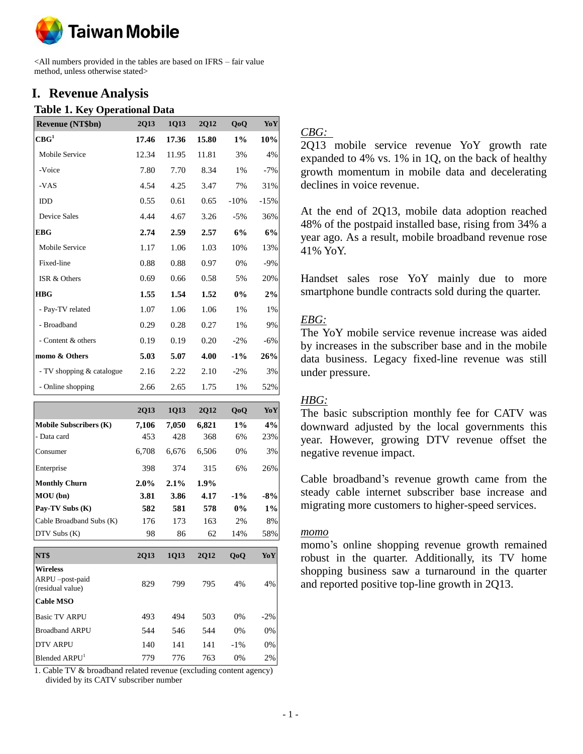Taiwan Mobile

<All numbers provided in the tables are based on IFRS – fair value method, unless otherwise stated>

# I. Revenue Analysis

## Table 1. Key Operational Data

| Revenue (NT$bn) | 2Q13 | 1Q13 | 2Q12 | QoQ | YoY |
|---|---|---|---|---|---|
| **CBG[1]** | **17.46** | **17.36** | **15.80** | **1%** | **10%** |
| Mobile Service | 12.34 | 11.95 | 11.81 | 3% | 4% |
| -Voice | 7.80 | 7.70 | 8.34 | 1% | -7% |
| -VAS | 4.54 | 4.25 | 3.47 | 7% | 31% |
| IDD | 0.55 | 0.61 | 0.65 | -10% | -15% |
| Device Sales | 4.44 | 4.67 | 3.26 | -5% | 36% |
| **EBG** | **2.74** | **2.59** | **2.57** | **6%** | **6%** |
| Mobile Service | 1.17 | 1.06 | 1.03 | 10% | 13% |
| Fixed-line | 0.88 | 0.88 | 0.97 | 0% | -9% |
| ISR & Others | 0.69 | 0.66 | 0.58 | 5% | 20% |
| **HBG** | **1.55** | **1.54** | **1.52** | **0%** | **2%** |
| - Pay-TV related | 1.07 | 1.06 | 1.06 | 1% | 1% |
| - Broadband | 0.29 | 0.28 | 0.27 | 1% | 9% |
| - Content & others | 0.19 | 0.19 | 0.20 | -2% | -6% |
| **momo & Others** | **5.03** | **5.07** | **4.00** | **-1%** | **26%** |
| - TV shopping & catalogue | 2.16 | 2.22 | 2.10 | -2% | 3% |
| - Online shopping | 2.66 | 2.65 | 1.75 | 1% | 52% |

| | 2Q13 | 1Q13 | 2Q12 | QoQ | YoY |
|---|---|---|---|---|---|
| **Mobile Subscribers (K)** | **7,106** | **7,050** | **6,821** | **1%** | **4%** |
| - Data card | 453 | 428 | 368 | 6% | 23% |
| Consumer | 6,708 | 6,676 | 6,506 | 0% | 3% |
| Enterprise | 398 | 374 | 315 | 6% | 26% |
| **Monthly Churn** | **2.0%** | **2.1%** | **1.9%** | | |
| **MOU (bn)** | **3.81** | **3.86** | **4.17** | **-1%** | **-8%** |
| **Pay-TV Subs (K)** | **582** | **581** | **578** | **0%** | **1%** |
| Cable Broadband Subs (K) | 176 | 173 | 163 | 2% | 8% |
| DTV Subs (K) | 98 | 86 | 62 | 14% | 58% |

| NT$ | 2Q13 | 1Q13 | 2Q12 | QoQ | YoY |
|---|---|---|---|---|---|
| **Wireless** | | | | | |
| ARPU –post-paid (residual value) | 829 | 799 | 795 | 4% | 4% |
| **Cable MSO** | | | | | |
| Basic TV ARPU | 493 | 494 | 503 | 0% | -2% |
| Broadband ARPU | 544 | 546 | 544 | 0% | 0% |
| DTV ARPU | 140 | 141 | 141 | -1% | 0% |
| Blended ARPU[1] | 779 | 776 | 763 | 0% | 2% |

1. Cable TV & broadband related revenue (excluding content agency) divided by its CATV subscriber number

*CBG:*

2Q13 mobile service revenue YoY growth rate expanded to 4% vs. 1% in 1Q, on the back of healthy growth momentum in mobile data and decelerating declines in voice revenue.

At the end of 2Q13, mobile data adoption reached 48% of the postpaid installed base, rising from 34% a year ago. As a result, mobile broadband revenue rose 41% YoY.

Handset sales rose YoY mainly due to more smartphone bundle contracts sold during the quarter.

*EBG:*

The YoY mobile service revenue increase was aided by increases in the subscriber base and in the mobile data business. Legacy fixed-line revenue was still under pressure.

*HBG:*

The basic subscription monthly fee for CATV was downward adjusted by the local governments this year. However, growing DTV revenue offset the negative revenue impact.

Cable broadband's revenue growth came from the steady cable internet subscriber base increase and migrating more customers to higher-speed services.

*momo*

momo's online shopping revenue growth remained robust in the quarter. Additionally, its TV home shopping business saw a turnaround in the quarter and reported positive top-line growth in 2Q13.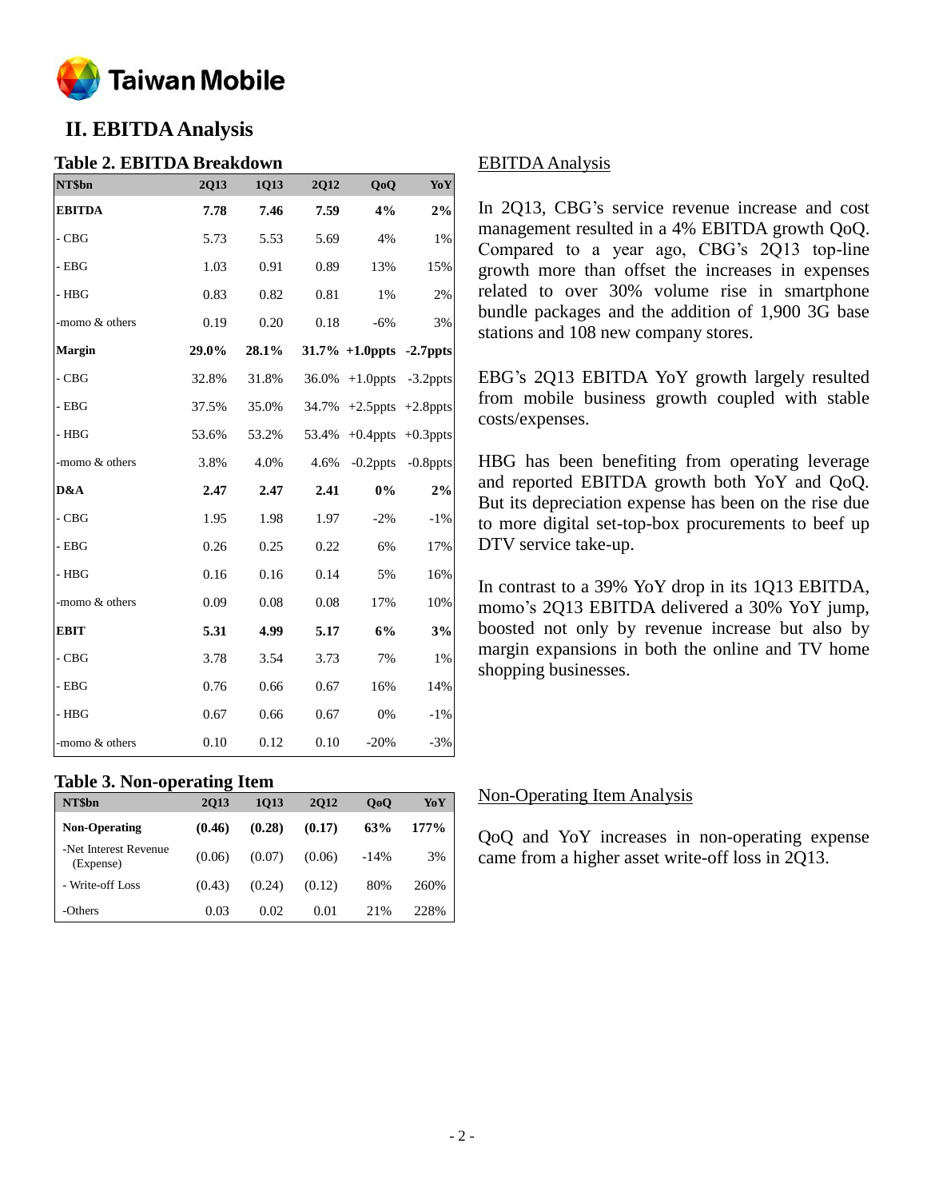## II. EBITDA Analysis

### Table 2. EBITDA Breakdown

| NT$bn | 2Q13 | 1Q13 | 2Q12 | QoQ | YoY |
|---|---|---|---|---|---|
| **EBITDA** | **7.78** | **7.46** | **7.59** | **4%** | **2%** |
| - CBG | 5.73 | 5.53 | 5.69 | 4% | 1% |
| - EBG | 1.03 | 0.91 | 0.89 | 13% | 15% |
| - HBG | 0.83 | 0.82 | 0.81 | 1% | 2% |
| -momo & others | 0.19 | 0.20 | 0.18 | -6% | 3% |
| **Margin** | **29.0%** | **28.1%** | **31.7%** | **+1.0ppts** | **-2.7ppts** |
| - CBG | 32.8% | 31.8% | 36.0% | +1.0ppts | -3.2ppts |
| - EBG | 37.5% | 35.0% | 34.7% | +2.5ppts | +2.8ppts |
| - HBG | 53.6% | 53.2% | 53.4% | +0.4ppts | +0.3ppts |
| -momo & others | 3.8% | 4.0% | 4.6% | -0.2ppts | -0.8ppts |
| **D&A** | **2.47** | **2.47** | **2.41** | **0%** | **2%** |
| - CBG | 1.95 | 1.98 | 1.97 | -2% | -1% |
| - EBG | 0.26 | 0.25 | 0.22 | 6% | 17% |
| - HBG | 0.16 | 0.16 | 0.14 | 5% | 16% |
| -momo & others | 0.09 | 0.08 | 0.08 | 17% | 10% |
| **EBIT** | **5.31** | **4.99** | **5.17** | **6%** | **3%** |
| - CBG | 3.78 | 3.54 | 3.73 | 7% | 1% |
| - EBG | 0.76 | 0.66 | 0.67 | 16% | 14% |
| - HBG | 0.67 | 0.66 | 0.67 | 0% | -1% |
| -momo & others | 0.10 | 0.12 | 0.10 | -20% | -3% |

EBITDA Analysis

In 2Q13, CBG's service revenue increase and cost management resulted in a 4% EBITDA growth QoQ. Compared to a year ago, CBG's 2Q13 top-line growth more than offset the increases in expenses related to over 30% volume rise in smartphone bundle packages and the addition of 1,900 3G base stations and 108 new company stores.

EBG's 2Q13 EBITDA YoY growth largely resulted from mobile business growth coupled with stable costs/expenses.

HBG has been benefiting from operating leverage and reported EBITDA growth both YoY and QoQ. But its depreciation expense has been on the rise due to more digital set-top-box procurements to beef up DTV service take-up.

In contrast to a 39% YoY drop in its 1Q13 EBITDA, momo's 2Q13 EBITDA delivered a 30% YoY jump, boosted not only by revenue increase but also by margin expansions in both the online and TV home shopping businesses.

### Table 3. Non-operating Item

| NT$bn | 2Q13 | 1Q13 | 2Q12 | QoQ | YoY |
|---|---|---|---|---|---|
| **Non-Operating** | **(0.46)** | **(0.28)** | **(0.17)** | **63%** | **177%** |
| -Net Interest Revenue (Expense) | (0.06) | (0.07) | (0.06) | -14% | 3% |
| - Write-off Loss | (0.43) | (0.24) | (0.12) | 80% | 260% |
| -Others | 0.03 | 0.02 | 0.01 | 21% | 228% |

Non-Operating Item Analysis

QoQ and YoY increases in non-operating expense came from a higher asset write-off loss in 2Q13.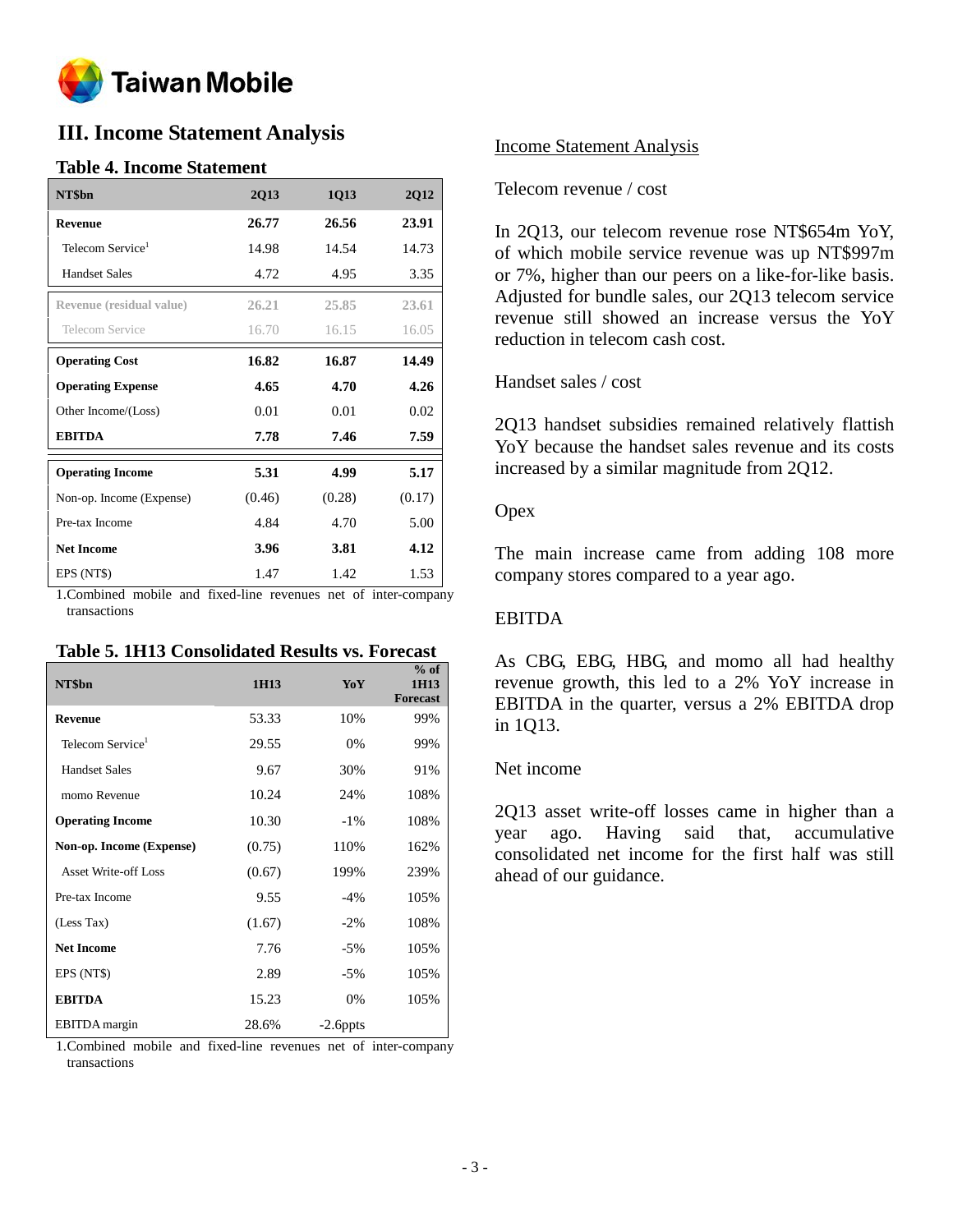# III. Income Statement Analysis

## Table 4. Income Statement

| NT$bn | 2Q13 | 1Q13 | 2Q12 |
|---|---|---|---|
| **Revenue** | **26.77** | **26.56** | **23.91** |
| Telecom Service[1] | 14.98 | 14.54 | 14.73 |
| Handset Sales | 4.72 | 4.95 | 3.35 |
| Revenue (residual value) | 26.21 | 25.85 | 23.61 |
| Telecom Service | 16.70 | 16.15 | 16.05 |
| **Operating Cost** | **16.82** | **16.87** | **14.49** |
| **Operating Expense** | **4.65** | **4.70** | **4.26** |
| Other Income/(Loss) | 0.01 | 0.01 | 0.02 |
| **EBITDA** | **7.78** | **7.46** | **7.59** |
| **Operating Income** | **5.31** | **4.99** | **5.17** |
| Non-op. Income (Expense) | (0.46) | (0.28) | (0.17) |
| Pre-tax Income | 4.84 | 4.70 | 5.00 |
| **Net Income** | **3.96** | **3.81** | **4.12** |
| EPS (NT$) | 1.47 | 1.42 | 1.53 |

1.Combined mobile and fixed-line revenues net of inter-company transactions

## Table 5. 1H13 Consolidated Results vs. Forecast

| NT$bn | 1H13 | YoY | % of 1H13 Forecast |
|---|---|---|---|
| **Revenue** | 53.33 | 10% | 99% |
| Telecom Service[1] | 29.55 | 0% | 99% |
| Handset Sales | 9.67 | 30% | 91% |
| momo Revenue | 10.24 | 24% | 108% |
| **Operating Income** | 10.30 | -1% | 108% |
| **Non-op. Income (Expense)** | (0.75) | 110% | 162% |
| Asset Write-off Loss | (0.67) | 199% | 239% |
| Pre-tax Income | 9.55 | -4% | 105% |
| (Less Tax) | (1.67) | -2% | 108% |
| **Net Income** | 7.76 | -5% | 105% |
| EPS (NT$) | 2.89 | -5% | 105% |
| **EBITDA** | 15.23 | 0% | 105% |
| EBITDA margin | 28.6% | -2.6ppts | |

1.Combined mobile and fixed-line revenues net of inter-company transactions

Income Statement Analysis

Telecom revenue / cost

In 2Q13, our telecom revenue rose NT$654m YoY, of which mobile service revenue was up NT$997m or 7%, higher than our peers on a like-for-like basis. Adjusted for bundle sales, our 2Q13 telecom service revenue still showed an increase versus the YoY reduction in telecom cash cost.

Handset sales / cost

2Q13 handset subsidies remained relatively flattish YoY because the handset sales revenue and its costs increased by a similar magnitude from 2Q12.

Opex

The main increase came from adding 108 more company stores compared to a year ago.

EBITDA

As CBG, EBG, HBG, and momo all had healthy revenue growth, this led to a 2% YoY increase in EBITDA in the quarter, versus a 2% EBITDA drop in 1Q13.

Net income

2Q13 asset write-off losses came in higher than a year ago. Having said that, accumulative consolidated net income for the first half was still ahead of our guidance.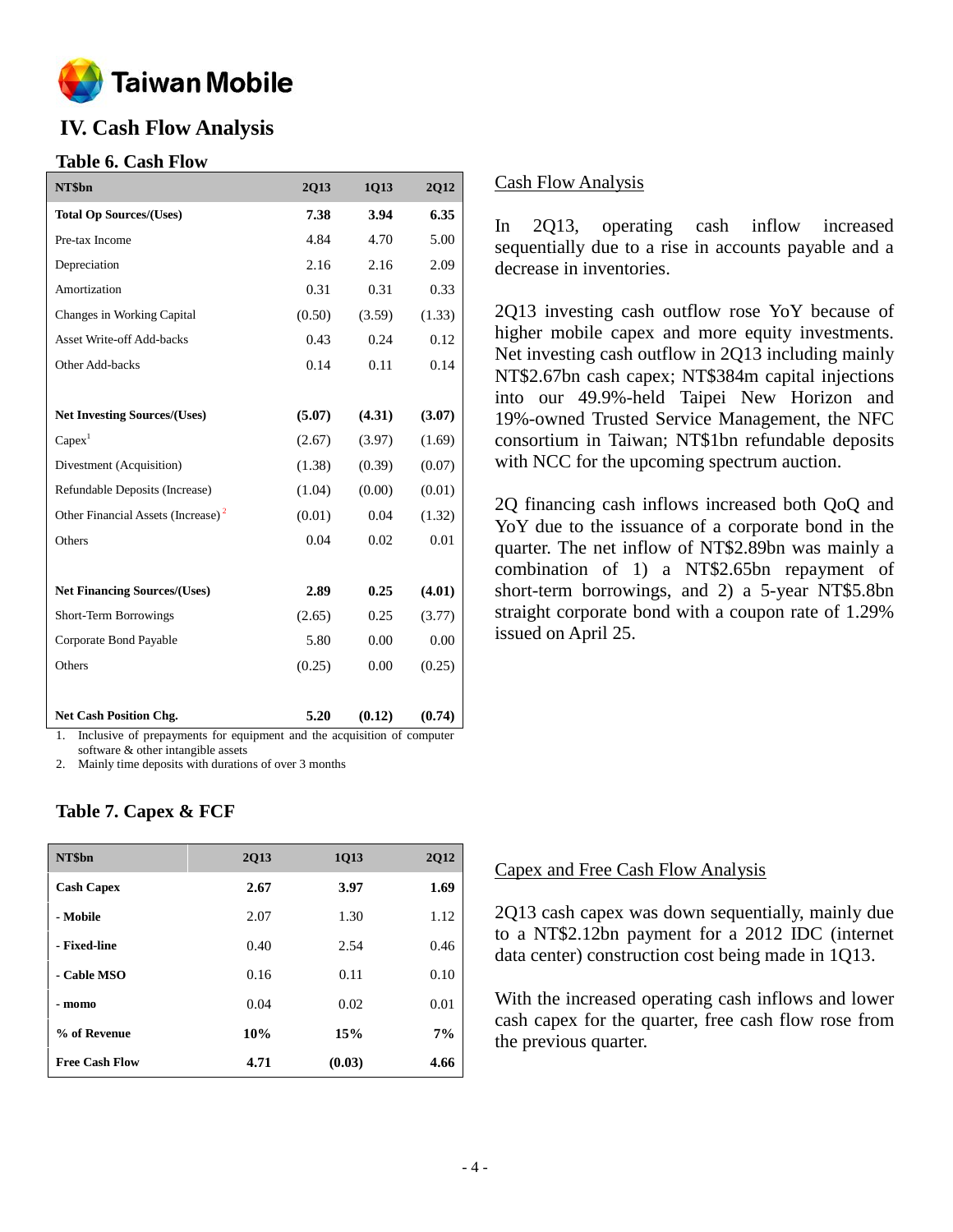## IV. Cash Flow Analysis

### Table 6. Cash Flow

| NT$bn | 2Q13 | 1Q13 | 2Q12 |
|---|---|---|---|
| **Total Op Sources/(Uses)** | **7.38** | **3.94** | **6.35** |
| Pre-tax Income | 4.84 | 4.70 | 5.00 |
| Depreciation | 2.16 | 2.16 | 2.09 |
| Amortization | 0.31 | 0.31 | 0.33 |
| Changes in Working Capital | (0.50) | (3.59) | (1.33) |
| Asset Write-off Add-backs | 0.43 | 0.24 | 0.12 |
| Other Add-backs | 0.14 | 0.11 | 0.14 |
| | | | |
| **Net Investing Sources/(Uses)** | **(5.07)** | **(4.31)** | **(3.07)** |
| Capex[1] | (2.67) | (3.97) | (1.69) |
| Divestment (Acquisition) | (1.38) | (0.39) | (0.07) |
| Refundable Deposits (Increase) | (1.04) | (0.00) | (0.01) |
| Other Financial Assets (Increase)[2] | (0.01) | 0.04 | (1.32) |
| Others | 0.04 | 0.02 | 0.01 |
| | | | |
| **Net Financing Sources/(Uses)** | **2.89** | **0.25** | **(4.01)** |
| Short-Term Borrowings | (2.65) | 0.25 | (3.77) |
| Corporate Bond Payable | 5.80 | 0.00 | 0.00 |
| Others | (0.25) | 0.00 | (0.25) |
| | | | |
| **Net Cash Position Chg.** | **5.20** | **(0.12)** | **(0.74)** |

1. Inclusive of prepayments for equipment and the acquisition of computer software & other intangible assets
2. Mainly time deposits with durations of over 3 months

Cash Flow Analysis

In 2Q13, operating cash inflow increased sequentially due to a rise in accounts payable and a decrease in inventories.

2Q13 investing cash outflow rose YoY because of higher mobile capex and more equity investments. Net investing cash outflow in 2Q13 including mainly NT$2.67bn cash capex; NT$384m capital injections into our 49.9%-held Taipei New Horizon and 19%-owned Trusted Service Management, the NFC consortium in Taiwan; NT$1bn refundable deposits with NCC for the upcoming spectrum auction.

2Q financing cash inflows increased both QoQ and YoY due to the issuance of a corporate bond in the quarter. The net inflow of NT$2.89bn was mainly a combination of 1) a NT$2.65bn repayment of short-term borrowings, and 2) a 5-year NT$5.8bn straight corporate bond with a coupon rate of 1.29% issued on April 25.

### Table 7. Capex & FCF

| NT$bn | 2Q13 | 1Q13 | 2Q12 |
|---|---|---|---|
| **Cash Capex** | **2.67** | **3.97** | **1.69** |
| **- Mobile** | 2.07 | 1.30 | 1.12 |
| **- Fixed-line** | 0.40 | 2.54 | 0.46 |
| **- Cable MSO** | 0.16 | 0.11 | 0.10 |
| **- momo** | 0.04 | 0.02 | 0.01 |
| **% of Revenue** | **10%** | **15%** | **7%** |
| **Free Cash Flow** | **4.71** | **(0.03)** | **4.66** |

Capex and Free Cash Flow Analysis

2Q13 cash capex was down sequentially, mainly due to a NT$2.12bn payment for a 2012 IDC (internet data center) construction cost being made in 1Q13.

With the increased operating cash inflows and lower cash capex for the quarter, free cash flow rose from the previous quarter.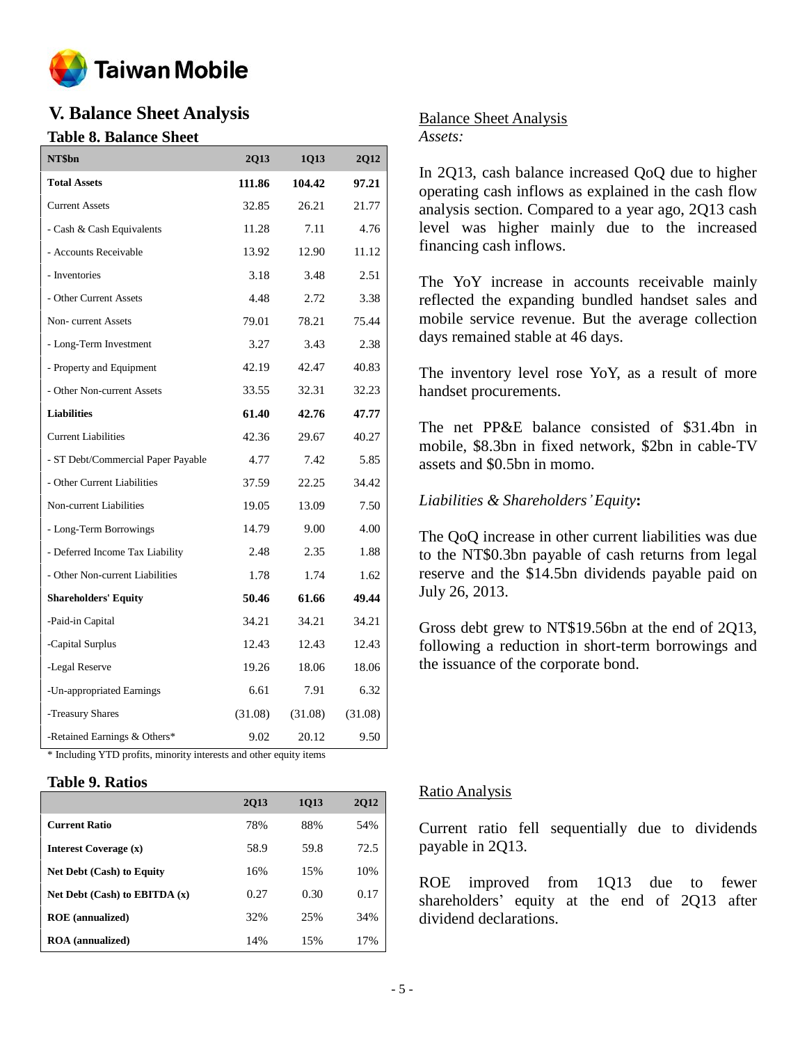## V. Balance Sheet Analysis

### Table 8. Balance Sheet

| NT$bn | 2Q13 | 1Q13 | 2Q12 |
|---|---|---|---|
| **Total Assets** | **111.86** | **104.42** | **97.21** |
| Current Assets | 32.85 | 26.21 | 21.77 |
| - Cash & Cash Equivalents | 11.28 | 7.11 | 4.76 |
| - Accounts Receivable | 13.92 | 12.90 | 11.12 |
| - Inventories | 3.18 | 3.48 | 2.51 |
| - Other Current Assets | 4.48 | 2.72 | 3.38 |
| Non- current Assets | 79.01 | 78.21 | 75.44 |
| - Long-Term Investment | 3.27 | 3.43 | 2.38 |
| - Property and Equipment | 42.19 | 42.47 | 40.83 |
| - Other Non-current Assets | 33.55 | 32.31 | 32.23 |
| **Liabilities** | **61.40** | **42.76** | **47.77** |
| Current Liabilities | 42.36 | 29.67 | 40.27 |
| - ST Debt/Commercial Paper Payable | 4.77 | 7.42 | 5.85 |
| - Other Current Liabilities | 37.59 | 22.25 | 34.42 |
| Non-current Liabilities | 19.05 | 13.09 | 7.50 |
| - Long-Term Borrowings | 14.79 | 9.00 | 4.00 |
| - Deferred Income Tax Liability | 2.48 | 2.35 | 1.88 |
| - Other Non-current Liabilities | 1.78 | 1.74 | 1.62 |
| **Shareholders' Equity** | **50.46** | **61.66** | **49.44** |
| -Paid-in Capital | 34.21 | 34.21 | 34.21 |
| -Capital Surplus | 12.43 | 12.43 | 12.43 |
| -Legal Reserve | 19.26 | 18.06 | 18.06 |
| -Un-appropriated Earnings | 6.61 | 7.91 | 6.32 |
| -Treasury Shares | (31.08) | (31.08) | (31.08) |
| -Retained Earnings & Others* | 9.02 | 20.12 | 9.50 |

\* Including YTD profits, minority interests and other equity items

### Table 9. Ratios

| | 2Q13 | 1Q13 | 2Q12 |
|---|---|---|---|
| **Current Ratio** | 78% | 88% | 54% |
| **Interest Coverage (x)** | 58.9 | 59.8 | 72.5 |
| **Net Debt (Cash) to Equity** | 16% | 15% | 10% |
| **Net Debt (Cash) to EBITDA (x)** | 0.27 | 0.30 | 0.17 |
| **ROE (annualized)** | 32% | 25% | 34% |
| **ROA (annualized)** | 14% | 15% | 17% |

<u>Balance Sheet Analysis</u>

*Assets:*

In 2Q13, cash balance increased QoQ due to higher operating cash inflows as explained in the cash flow analysis section. Compared to a year ago, 2Q13 cash level was higher mainly due to the increased financing cash inflows.

The YoY increase in accounts receivable mainly reflected the expanding bundled handset sales and mobile service revenue. But the average collection days remained stable at 46 days.

The inventory level rose YoY, as a result of more handset procurements.

The net PP&E balance consisted of $31.4bn in mobile, $8.3bn in fixed network, $2bn in cable-TV assets and $0.5bn in momo.

*Liabilities & Shareholders' Equity***:**

The QoQ increase in other current liabilities was due to the NT$0.3bn payable of cash returns from legal reserve and the $14.5bn dividends payable paid on July 26, 2013.

Gross debt grew to NT$19.56bn at the end of 2Q13, following a reduction in short-term borrowings and the issuance of the corporate bond.

<u>Ratio Analysis</u>

Current ratio fell sequentially due to dividends payable in 2Q13.

ROE improved from 1Q13 due to fewer shareholders' equity at the end of 2Q13 after dividend declarations.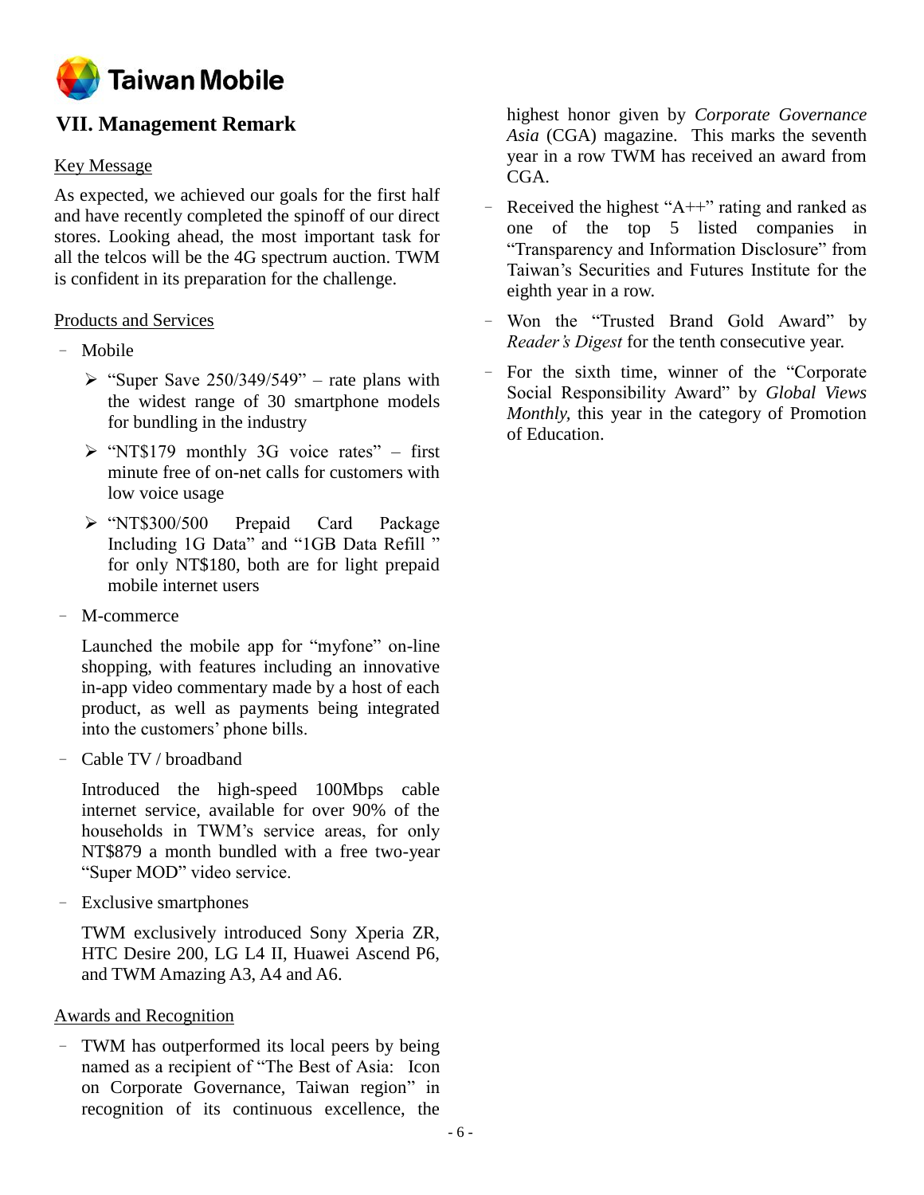## VII. Management Remark

Key Message

As expected, we achieved our goals for the first half and have recently completed the spinoff of our direct stores. Looking ahead, the most important task for all the telcos will be the 4G spectrum auction. TWM is confident in its preparation for the challenge.

Products and Services

- Mobile
  - "Super Save 250/349/549" – rate plans with the widest range of 30 smartphone models for bundling in the industry
  - "NT$179 monthly 3G voice rates" – first minute free of on-net calls for customers with low voice usage
  - "NT$300/500 Prepaid Card Package Including 1G Data" and "1GB Data Refill " for only NT$180, both are for light prepaid mobile internet users
- M-commerce

  Launched the mobile app for "myfone" on-line shopping, with features including an innovative in-app video commentary made by a host of each product, as well as payments being integrated into the customers' phone bills.
- Cable TV / broadband

  Introduced the high-speed 100Mbps cable internet service, available for over 90% of the households in TWM's service areas, for only NT$879 a month bundled with a free two-year "Super MOD" video service.
- Exclusive smartphones

  TWM exclusively introduced Sony Xperia ZR, HTC Desire 200, LG L4 II, Huawei Ascend P6, and TWM Amazing A3, A4 and A6.

Awards and Recognition

- TWM has outperformed its local peers by being named as a recipient of "The Best of Asia: Icon on Corporate Governance, Taiwan region" in recognition of its continuous excellence, the highest honor given by *Corporate Governance Asia* (CGA) magazine. This marks the seventh year in a row TWM has received an award from CGA.
- Received the highest "A++" rating and ranked as one of the top 5 listed companies in "Transparency and Information Disclosure" from Taiwan's Securities and Futures Institute for the eighth year in a row.
- Won the "Trusted Brand Gold Award" by *Reader's Digest* for the tenth consecutive year.
- For the sixth time, winner of the "Corporate Social Responsibility Award" by *Global Views Monthly*, this year in the category of Promotion of Education.